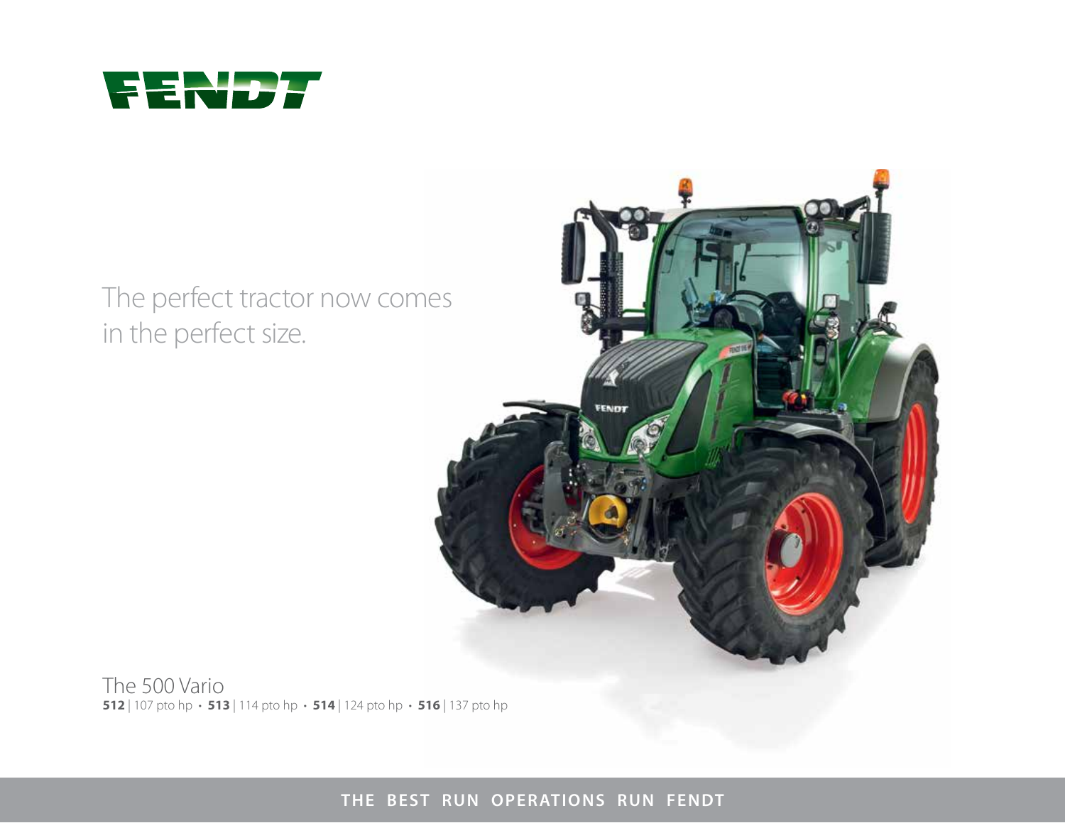# FENDT

The perfect tractor now comes in the perfect size.

The 500 Vario

**512** | 107 pto hp • **513** | 114 pto hp • **514** | 124 pto hp • **516** | 137 pto hp

THE BEST RUN OPERATIONS RUN FENDT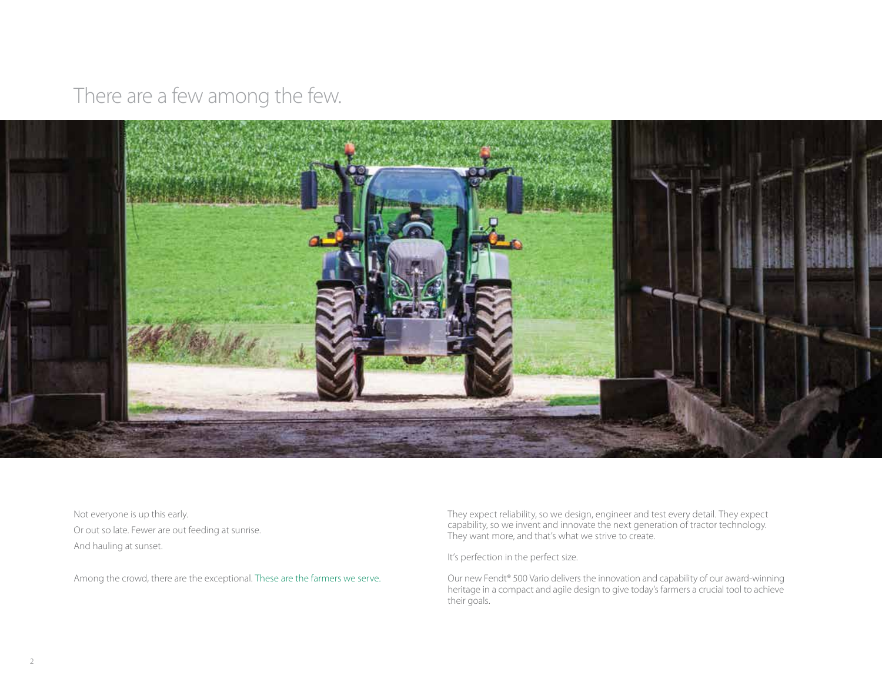# There are a few among the few.

Not everyone is up this early.

Or out so late. Fewer are out feeding at sunrise.

And hauling at sunset.

Among the crowd, there are the exceptional. These are the farmers we serve.

They expect reliability, so we design, engineer and test every detail. They expect capability, so we invent and innovate the next generation of tractor technology. They want more, and that's what we strive to create.

It's perfection in the perfect size.

Our new Fendt® 500 Vario delivers the innovation and capability of our award-winning heritage in a compact and agile design to give today's farmers a crucial tool to achieve their goals.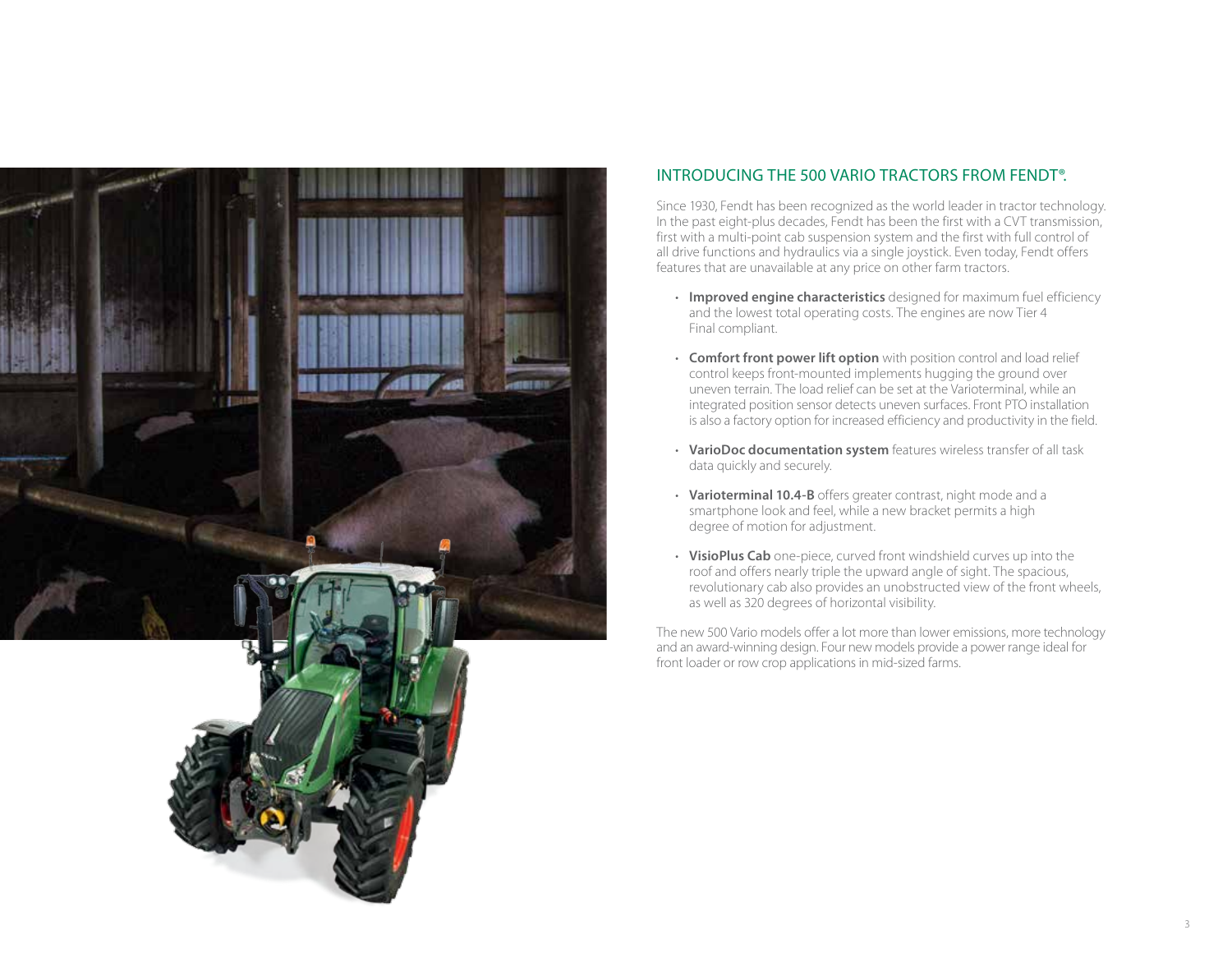## INTRODUCING THE 500 VARIO TRACTORS FROM FENDT®.

Since 1930, Fendt has been recognized as the world leader in tractor technology. In the past eight-plus decades, Fendt has been the first with a CVT transmission, first with a multi-point cab suspension system and the first with full control of all drive functions and hydraulics via a single joystick. Even today, Fendt offers features that are unavailable at any price on other farm tractors.

- **Improved engine characteristics** designed for maximum fuel efficiency and the lowest total operating costs. The engines are now Tier 4 Final compliant.
- **Comfort front power lift option** with position control and load relief control keeps front-mounted implements hugging the ground over uneven terrain. The load relief can be set at the Varioterminal, while an integrated position sensor detects uneven surfaces. Front PTO installation is also a factory option for increased efficiency and productivity in the field.
- **VarioDoc documentation system** features wireless transfer of all task data quickly and securely.
- **Varioterminal 10.4-B** offers greater contrast, night mode and a smartphone look and feel, while a new bracket permits a high degree of motion for adjustment.
- **VisioPlus Cab** one-piece, curved front windshield curves up into the roof and offers nearly triple the upward angle of sight. The spacious, revolutionary cab also provides an unobstructed view of the front wheels, as well as 320 degrees of horizontal visibility.

The new 500 Vario models offer a lot more than lower emissions, more technology and an award-winning design. Four new models provide a power range ideal for front loader or row crop applications in mid-sized farms.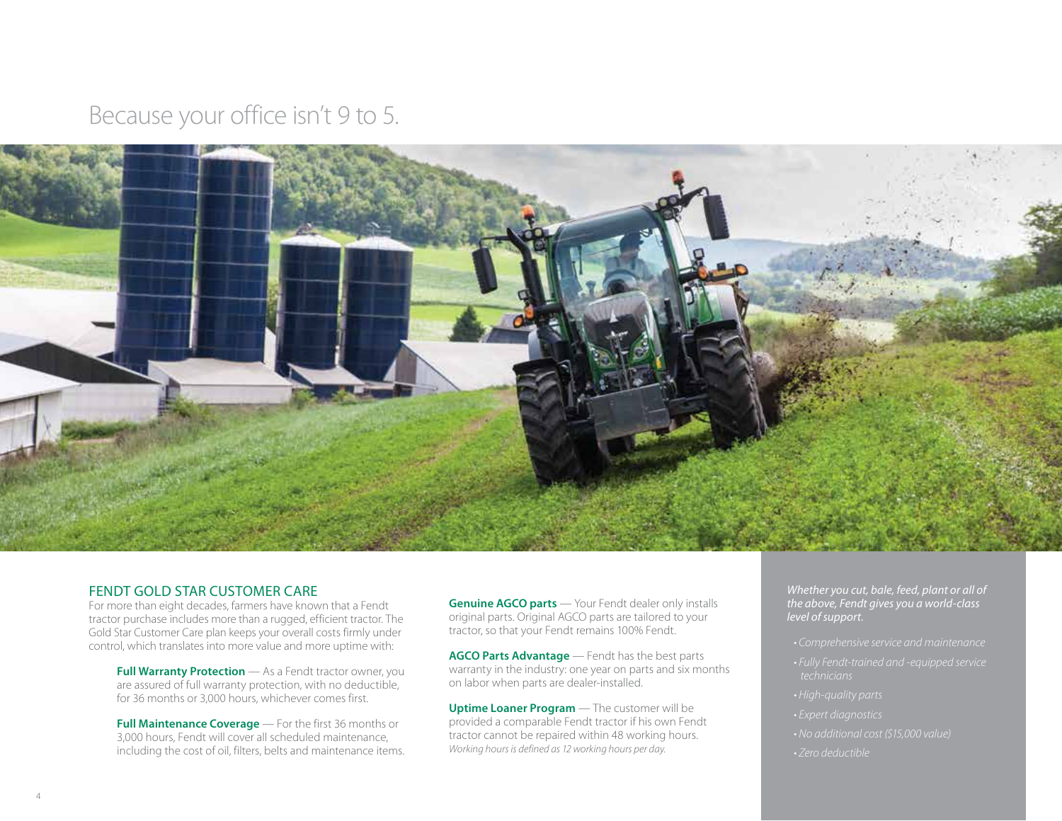# Because your office isn't 9 to 5.

## FENDT GOLD STAR CUSTOMER CARE

For more than eight decades, farmers have known that a Fendt tractor purchase includes more than a rugged, efficient tractor. The Gold Star Customer Care plan keeps your overall costs firmly under control, which translates into more value and more uptime with:

**Full Warranty Protection** — As a Fendt tractor owner, you are assured of full warranty protection, with no deductible, for 36 months or 3,000 hours, whichever comes first.

**Full Maintenance Coverage** — For the first 36 months or 3,000 hours, Fendt will cover all scheduled maintenance, including the cost of oil, filters, belts and maintenance items.

**Genuine AGCO parts** — Your Fendt dealer only installs original parts. Original AGCO parts are tailored to your tractor, so that your Fendt remains 100% Fendt.

**AGCO Parts Advantage** — Fendt has the best parts warranty in the industry: one year on parts and six months on labor when parts are dealer-installed.

**Uptime Loaner Program** — The customer will be provided a comparable Fendt tractor if his own Fendt tractor cannot be repaired within 48 working hours.
*Working hours is defined as 12 working hours per day.*

*Whether you cut, bale, feed, plant or all of the above, Fendt gives you a world-class level of support.*

- *Comprehensive service and maintenance*
- *Fully Fendt-trained and -equipped service technicians*
- *High-quality parts*
- *Expert diagnostics*
- *No additional cost ($15,000 value)*
- *Zero deductible*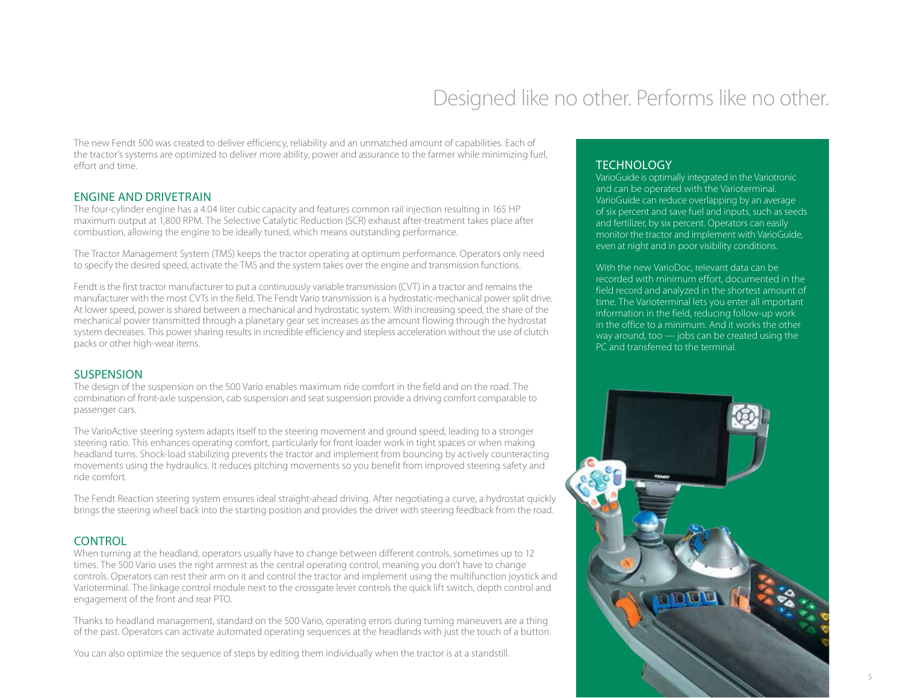# Designed like no other. Performs like no other.

The new Fendt 500 was created to deliver efficiency, reliability and an unmatched amount of capabilities. Each of the tractor's systems are optimized to deliver more ability, power and assurance to the farmer while minimizing fuel, effort and time.

## ENGINE AND DRIVETRAIN

The four-cylinder engine has a 4.04 liter cubic capacity and features common rail injection resulting in 165 HP maximum output at 1,800 RPM. The Selective Catalytic Reduction (SCR) exhaust after-treatment takes place after combustion, allowing the engine to be ideally tuned, which means outstanding performance.

The Tractor Management System (TMS) keeps the tractor operating at optimum performance. Operators only need to specify the desired speed, activate the TMS and the system takes over the engine and transmission functions.

Fendt is the first tractor manufacturer to put a continuously variable transmission (CVT) in a tractor and remains the manufacturer with the most CVTs in the field. The Fendt Vario transmission is a hydrostatic-mechanical power split drive. At lower speed, power is shared between a mechanical and hydrostatic system. With increasing speed, the share of the mechanical power transmitted through a planetary gear set increases as the amount flowing through the hydrostat system decreases. This power sharing results in incredible efficiency and stepless acceleration without the use of clutch packs or other high-wear items.

## SUSPENSION

The design of the suspension on the 500 Vario enables maximum ride comfort in the field and on the road. The combination of front-axle suspension, cab suspension and seat suspension provide a driving comfort comparable to passenger cars.

The VarioActive steering system adapts itself to the steering movement and ground speed, leading to a stronger steering ratio. This enhances operating comfort, particularly for front loader work in tight spaces or when making headland turns. Shock-load stabilizing prevents the tractor and implement from bouncing by actively counteracting movements using the hydraulics. It reduces pitching movements so you benefit from improved steering safety and ride comfort.

The Fendt Reaction steering system ensures ideal straight-ahead driving. After negotiating a curve, a hydrostat quickly brings the steering wheel back into the starting position and provides the driver with steering feedback from the road.

## CONTROL

When turning at the headland, operators usually have to change between different controls, sometimes up to 12 times. The 500 Vario uses the right armrest as the central operating control, meaning you don't have to change controls. Operators can rest their arm on it and control the tractor and implement using the multifunction joystick and Varioterminal. The linkage control module next to the crossgate lever controls the quick lift switch, depth control and engagement of the front and rear PTO.

Thanks to headland management, standard on the 500 Vario, operating errors during turning maneuvers are a thing of the past. Operators can activate automated operating sequences at the headlands with just the touch of a button.

You can also optimize the sequence of steps by editing them individually when the tractor is at a standstill.

## TECHNOLOGY

VarioGuide is optimally integrated in the Variotronic and can be operated with the Varioterminal. VarioGuide can reduce overlapping by an average of six percent and save fuel and inputs, such as seeds and fertilizer, by six percent. Operators can easily monitor the tractor and implement with VarioGuide, even at night and in poor visibility conditions.

With the new VarioDoc, relevant data can be recorded with minimum effort, documented in the field record and analyzed in the shortest amount of time. The Varioterminal lets you enter all important information in the field, reducing follow-up work in the office to a minimum. And it works the other way around, too — jobs can be created using the PC and transferred to the terminal.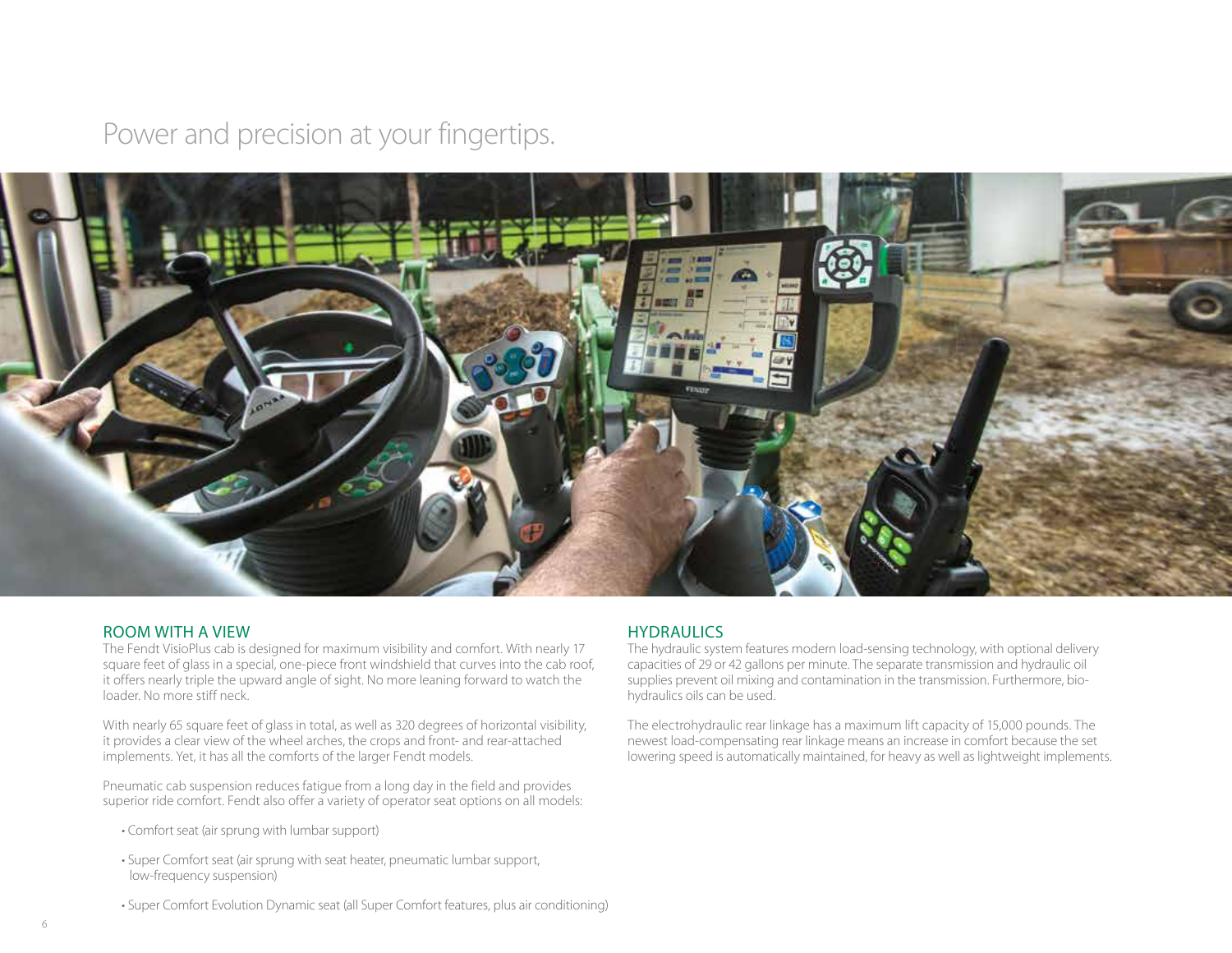# Power and precision at your fingertips.

## ROOM WITH A VIEW

The Fendt VisioPlus cab is designed for maximum visibility and comfort. With nearly 17 square feet of glass in a special, one-piece front windshield that curves into the cab roof, it offers nearly triple the upward angle of sight. No more leaning forward to watch the loader. No more stiff neck.

With nearly 65 square feet of glass in total, as well as 320 degrees of horizontal visibility, it provides a clear view of the wheel arches, the crops and front- and rear-attached implements. Yet, it has all the comforts of the larger Fendt models.

Pneumatic cab suspension reduces fatigue from a long day in the field and provides superior ride comfort. Fendt also offer a variety of operator seat options on all models:

- Comfort seat (air sprung with lumbar support)
- Super Comfort seat (air sprung with seat heater, pneumatic lumbar support, low-frequency suspension)
- Super Comfort Evolution Dynamic seat (all Super Comfort features, plus air conditioning)

## HYDRAULICS

The hydraulic system features modern load-sensing technology, with optional delivery capacities of 29 or 42 gallons per minute. The separate transmission and hydraulic oil supplies prevent oil mixing and contamination in the transmission. Furthermore, bio-hydraulics oils can be used.

The electrohydraulic rear linkage has a maximum lift capacity of 15,000 pounds. The newest load-compensating rear linkage means an increase in comfort because the set lowering speed is automatically maintained, for heavy as well as lightweight implements.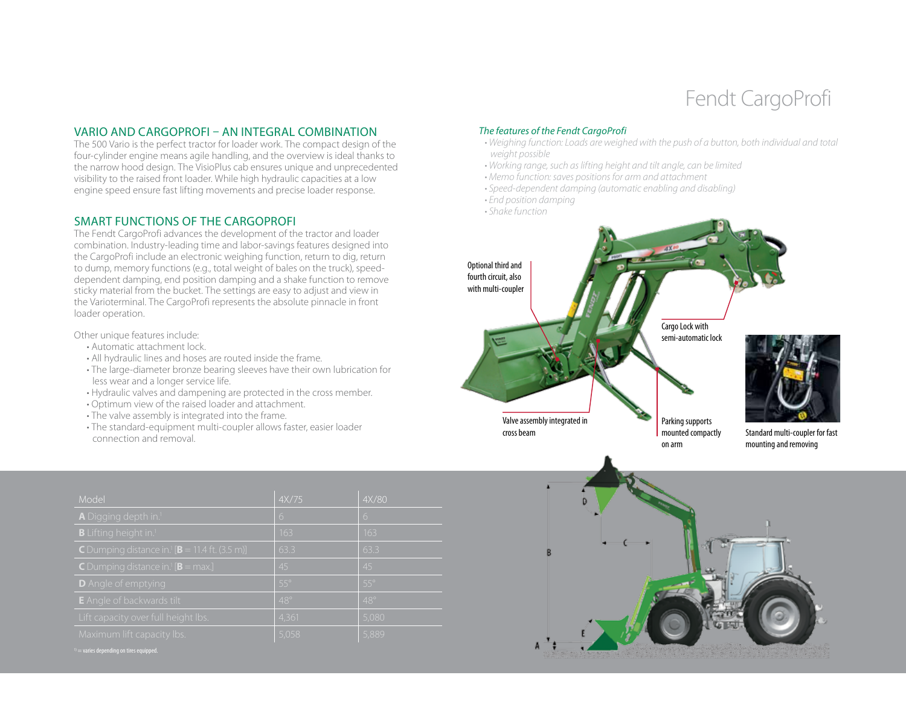# Fendt CargoProfi

## VARIO AND CARGOPROFI – AN INTEGRAL COMBINATION

The 500 Vario is the perfect tractor for loader work. The compact design of the four-cylinder engine means agile handling, and the overview is ideal thanks to the narrow hood design. The VisioPlus cab ensures unique and unprecedented visibility to the raised front loader. While high hydraulic capacities at a low engine speed ensure fast lifting movements and precise loader response.

## SMART FUNCTIONS OF THE CARGOPROFI

The Fendt CargoProfi advances the development of the tractor and loader combination. Industry-leading time and labor-savings features designed into the CargoProfi include an electronic weighing function, return to dig, return to dump, memory functions (e.g., total weight of bales on the truck), speed-dependent damping, end position damping and a shake function to remove sticky material from the bucket. The settings are easy to adjust and view in the Varioterminal. The CargoProfi represents the absolute pinnacle in front loader operation.

Other unique features include:

- Automatic attachment lock.
- All hydraulic lines and hoses are routed inside the frame.
- The large-diameter bronze bearing sleeves have their own lubrication for less wear and a longer service life.
- Hydraulic valves and dampening are protected in the cross member.
- Optimum view of the raised loader and attachment.
- The valve assembly is integrated into the frame.
- The standard-equipment multi-coupler allows faster, easier loader connection and removal.

*The features of the Fendt CargoProfi*

- *Weighing function: Loads are weighed with the push of a button, both individual and total weight possible*
- *Working range, such as lifting height and tilt angle, can be limited*
- *Memo function: saves positions for arm and attachment*
- *Speed-dependent damping (automatic enabling and disabling)*
- *End position damping*
- *Shake function*

Optional third and fourth circuit, also with multi-coupler

Cargo Lock with semi-automatic lock

Valve assembly integrated in cross beam

Parking supports mounted compactly on arm

Standard multi-coupler for fast mounting and removing

| Model | 4X/75 | 4X/80 |
|---|---|---|
| **A** Digging depth in.[1] | 6 | 6 |
| **B** Lifting height in.[1] | 163 | 163 |
| **C** Dumping distance in.[1] [**B** = 11.4 ft. (3.5 m)] | 63.3 | 63.3 |
| **C** Dumping distance in.[1] [**B** = max.] | 45 | 45 |
| **D** Angle of emptying | 55° | 55° |
| **E** Angle of backwards tilt | 48° | 48° |
| Lift capacity over full height lbs. | 4,361 | 5,080 |
| Maximum lift capacity lbs. | 5,058 | 5,889 |

[1] = varies depending on tires equipped.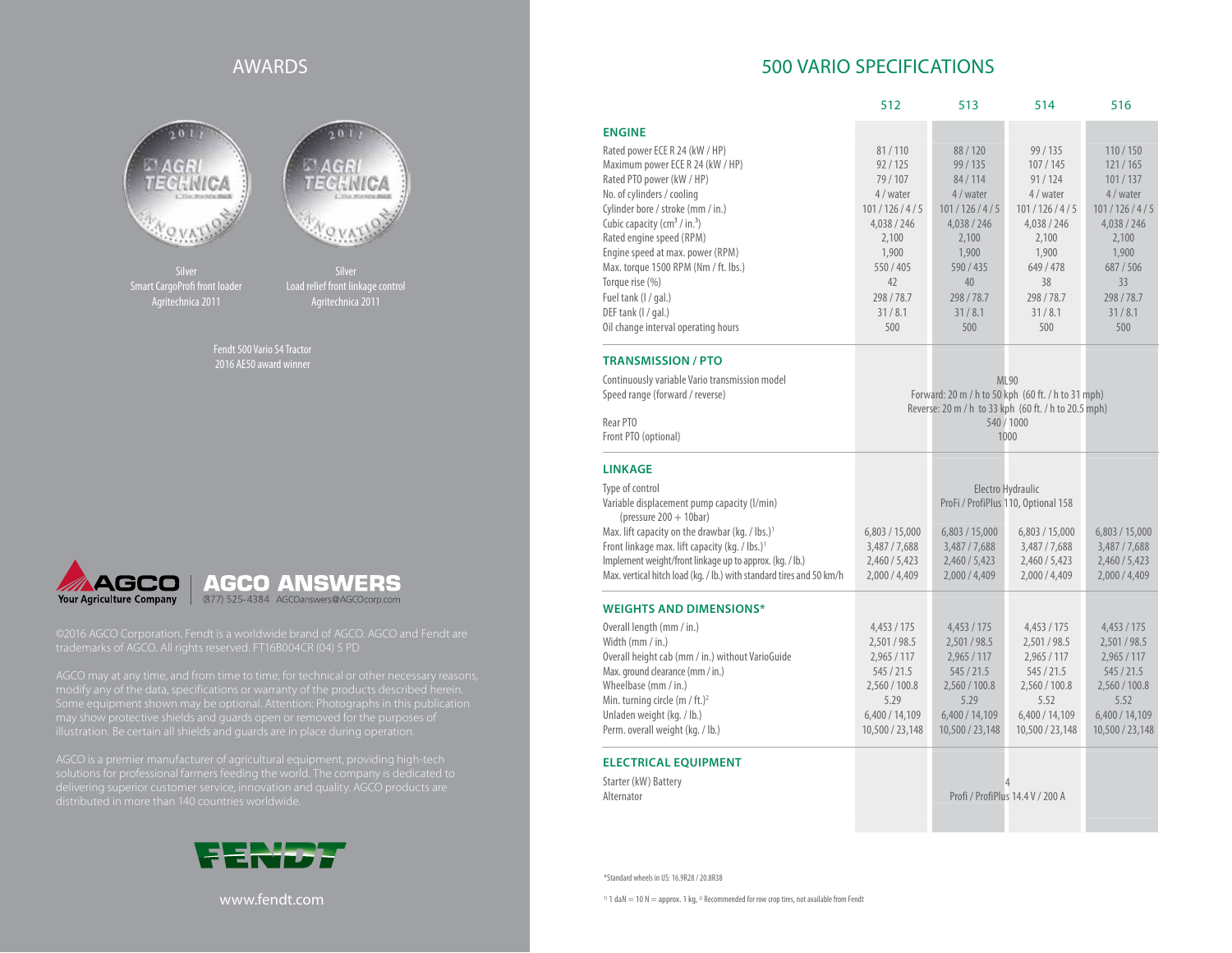## AWARDS

Silver
Smart CargoProfi front loader
Agritechnica 2011

Silver
Load relief front linkage control
Agritechnica 2011

Fendt 500 Vario S4 Tractor
2016 AE50 award winner

AGCO
Your Agriculture Company

AGCO ANSWERS
(877) 525-4384 AGCOanswers@AGCOcorp.com

©2016 AGCO Corporation. Fendt is a worldwide brand of AGCO. AGCO and Fendt are trademarks of AGCO. All rights reserved. FT16B004CR (04) 5 PD

AGCO may at any time, and from time to time, for technical or other necessary reasons, modify any of the data, specifications or warranty of the products described herein. Some equipment shown may be optional. Attention: Photographs in this publication may show protective shields and guards open or removed for the purposes of illustration. Be certain all shields and guards are in place during operation.

AGCO is a premier manufacturer of agricultural equipment, providing high-tech solutions for professional farmers feeding the world. The company is dedicated to delivering superior customer service, innovation and quality. AGCO products are distributed in more than 140 countries worldwide.

FENDT

www.fendt.com

## 500 VARIO SPECIFICATIONS

| | 512 | 513 | 514 | 516 |
|---|---|---|---|---|
| **ENGINE** | | | | |
| Rated power ECE R 24 (kW / HP) | 81 / 110 | 88 / 120 | 99 / 135 | 110 / 150 |
| Maximum power ECE R 24 (kW / HP) | 92 / 125 | 99 / 135 | 107 / 145 | 121 / 165 |
| Rated PTO power (kW / HP) | 79 / 107 | 84 / 114 | 91 / 124 | 101 / 137 |
| No. of cylinders / cooling | 4 / water | 4 / water | 4 / water | 4 / water |
| Cylinder bore / stroke (mm / in.) | 101 / 126 / 4 / 5 | 101 / 126 / 4 / 5 | 101 / 126 / 4 / 5 | 101 / 126 / 4 / 5 |
| Cubic capacity (cm³ / in.³) | 4,038 / 246 | 4,038 / 246 | 4,038 / 246 | 4,038 / 246 |
| Rated engine speed (RPM) | 2,100 | 2,100 | 2,100 | 2,100 |
| Engine speed at max. power (RPM) | 1,900 | 1,900 | 1,900 | 1,900 |
| Max. torque 1500 RPM (Nm / ft. lbs.) | 550 / 405 | 590 / 435 | 649 / 478 | 687 / 506 |
| Torque rise (%) | 42 | 40 | 38 | 33 |
| Fuel tank (l / gal.) | 298 / 78.7 | 298 / 78.7 | 298 / 78.7 | 298 / 78.7 |
| DEF tank (l / gal.) | 31 / 8.1 | 31 / 8.1 | 31 / 8.1 | 31 / 8.1 |
| Oil change interval operating hours | 500 | 500 | 500 | 500 |
| **TRANSMISSION / PTO** | | | | |
| Continuously variable Vario transmission model | ML90 | | | |
| Speed range (forward / reverse) | Forward: 20 m / h to 50 kph (60 ft. / h to 31 mph) Reverse: 20 m / h to 33 kph (60 ft. / h to 20.5 mph) | | | |
| Rear PTO | 540 / 1000 | | | |
| Front PTO (optional) | 1000 | | | |
| **LINKAGE** | | | | |
| Type of control | Electro Hydraulic | | | |
| Variable displacement pump capacity (l/min) (pressure 200 + 10bar) | ProFi / ProfiPlus 110, Optional 158 | | | |
| Max. lift capacity on the drawbar (kg. / lbs.)[1] | 6,803 / 15,000 | 6,803 / 15,000 | 6,803 / 15,000 | 6,803 / 15,000 |
| Front linkage max. lift capacity (kg. / lbs.)[1] | 3,487 / 7,688 | 3,487 / 7,688 | 3,487 / 7,688 | 3,487 / 7,688 |
| Implement weight/front linkage up to approx. (kg. / lb.) | 2,460 / 5,423 | 2,460 / 5,423 | 2,460 / 5,423 | 2,460 / 5,423 |
| Max. vertical hitch load (kg. / lb.) with standard tires and 50 km/h | 2,000 / 4,409 | 2,000 / 4,409 | 2,000 / 4,409 | 2,000 / 4,409 |
| **WEIGHTS AND DIMENSIONS*** | | | | |
| Overall length (mm / in.) | 4,453 / 175 | 4,453 / 175 | 4,453 / 175 | 4,453 / 175 |
| Width (mm / in.) | 2,501 / 98.5 | 2,501 / 98.5 | 2,501 / 98.5 | 2,501 / 98.5 |
| Overall height cab (mm / in.) without VarioGuide | 2,965 / 117 | 2,965 / 117 | 2,965 / 117 | 2,965 / 117 |
| Max. ground clearance (mm / in.) | 545 / 21.5 | 545 / 21.5 | 545 / 21.5 | 545 / 21.5 |
| Wheelbase (mm / in.) | 2,560 / 100.8 | 2,560 / 100.8 | 2,560 / 100.8 | 2,560 / 100.8 |
| Min. turning circle (m / ft.)[2] | 5.29 | 5.29 | 5.52 | 5.52 |
| Unladen weight (kg. / lb.) | 6,400 / 14,109 | 6,400 / 14,109 | 6,400 / 14,109 | 6,400 / 14,109 |
| Perm. overall weight (kg. / lb.) | 10,500 / 23,148 | 10,500 / 23,148 | 10,500 / 23,148 | 10,500 / 23,148 |
| **ELECTRICAL EQUIPMENT** | | | | |
| Starter (kW) Battery | 4 | | | |
| Alternator | Profi / ProfiPlus 14.4 V / 200 A | | | |

*Standard wheels in US: 16.9R28 / 20.8R38

[1] 1 daN = 10 N = approx. 1 kg, [2] Recommended for row crop tires, not available from Fendt